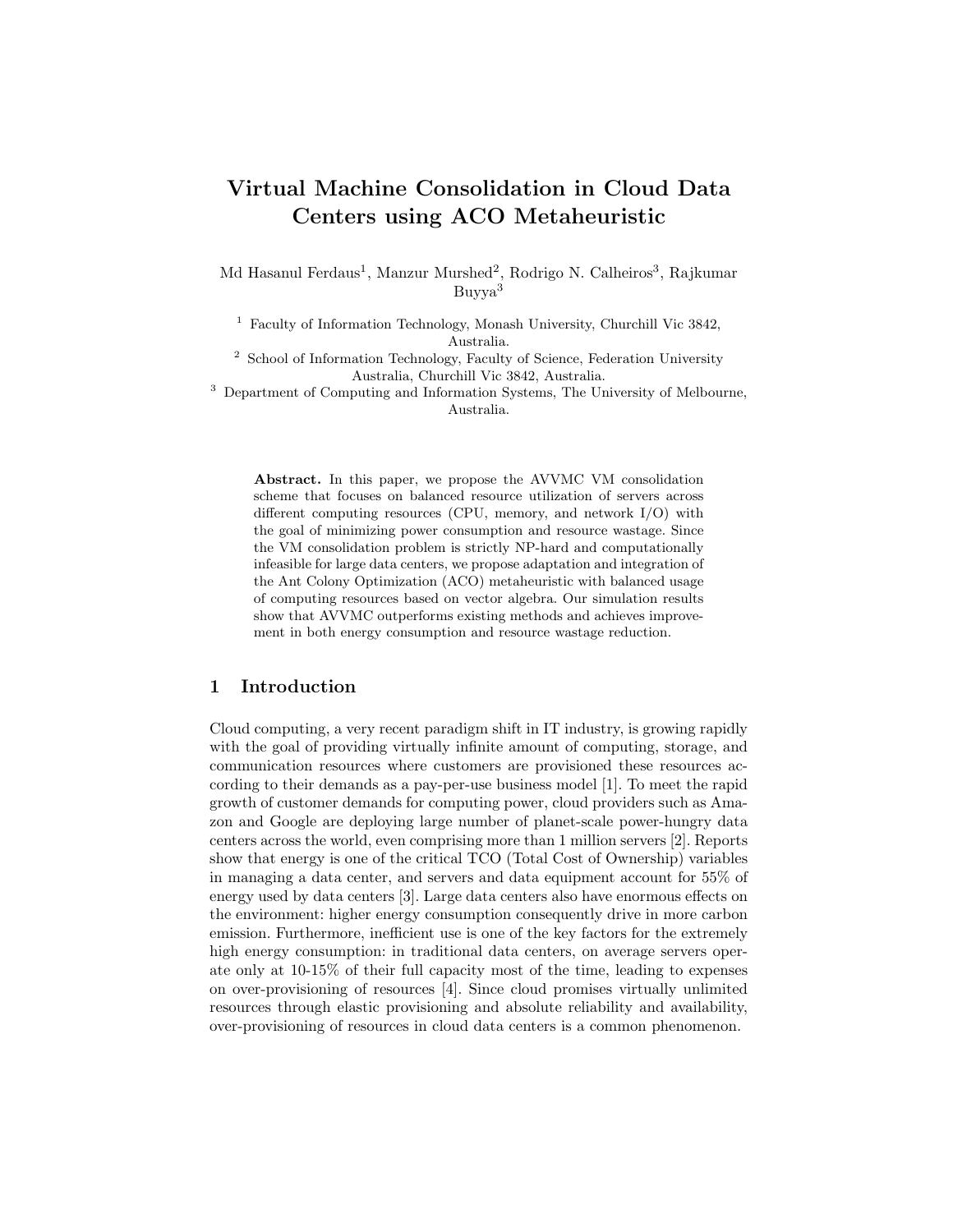# Virtual Machine Consolidation in Cloud Data Centers using ACO Metaheuristic

Md Hasanul Ferdaus[1], Manzur Murshed[2], Rodrigo N. Calheiros[3], Rajkumar Buyya[3]

[1] Faculty of Information Technology, Monash University, Churchill Vic 3842, Australia.

[2] School of Information Technology, Faculty of Science, Federation University Australia, Churchill Vic 3842, Australia.

[3] Department of Computing and Information Systems, The University of Melbourne, Australia.

**Abstract.** In this paper, we propose the AVVMC VM consolidation scheme that focuses on balanced resource utilization of servers across different computing resources (CPU, memory, and network I/O) with the goal of minimizing power consumption and resource wastage. Since the VM consolidation problem is strictly NP-hard and computationally infeasible for large data centers, we propose adaptation and integration of the Ant Colony Optimization (ACO) metaheuristic with balanced usage of computing resources based on vector algebra. Our simulation results show that AVVMC outperforms existing methods and achieves improvement in both energy consumption and resource wastage reduction.

## 1 Introduction

Cloud computing, a very recent paradigm shift in IT industry, is growing rapidly with the goal of providing virtually infinite amount of computing, storage, and communication resources where customers are provisioned these resources according to their demands as a pay-per-use business model [1]. To meet the rapid growth of customer demands for computing power, cloud providers such as Amazon and Google are deploying large number of planet-scale power-hungry data centers across the world, even comprising more than 1 million servers [2]. Reports show that energy is one of the critical TCO (Total Cost of Ownership) variables in managing a data center, and servers and data equipment account for 55% of energy used by data centers [3]. Large data centers also have enormous effects on the environment: higher energy consumption consequently drive in more carbon emission. Furthermore, inefficient use is one of the key factors for the extremely high energy consumption: in traditional data centers, on average servers operate only at 10-15% of their full capacity most of the time, leading to expenses on over-provisioning of resources [4]. Since cloud promises virtually unlimited resources through elastic provisioning and absolute reliability and availability, over-provisioning of resources in cloud data centers is a common phenomenon.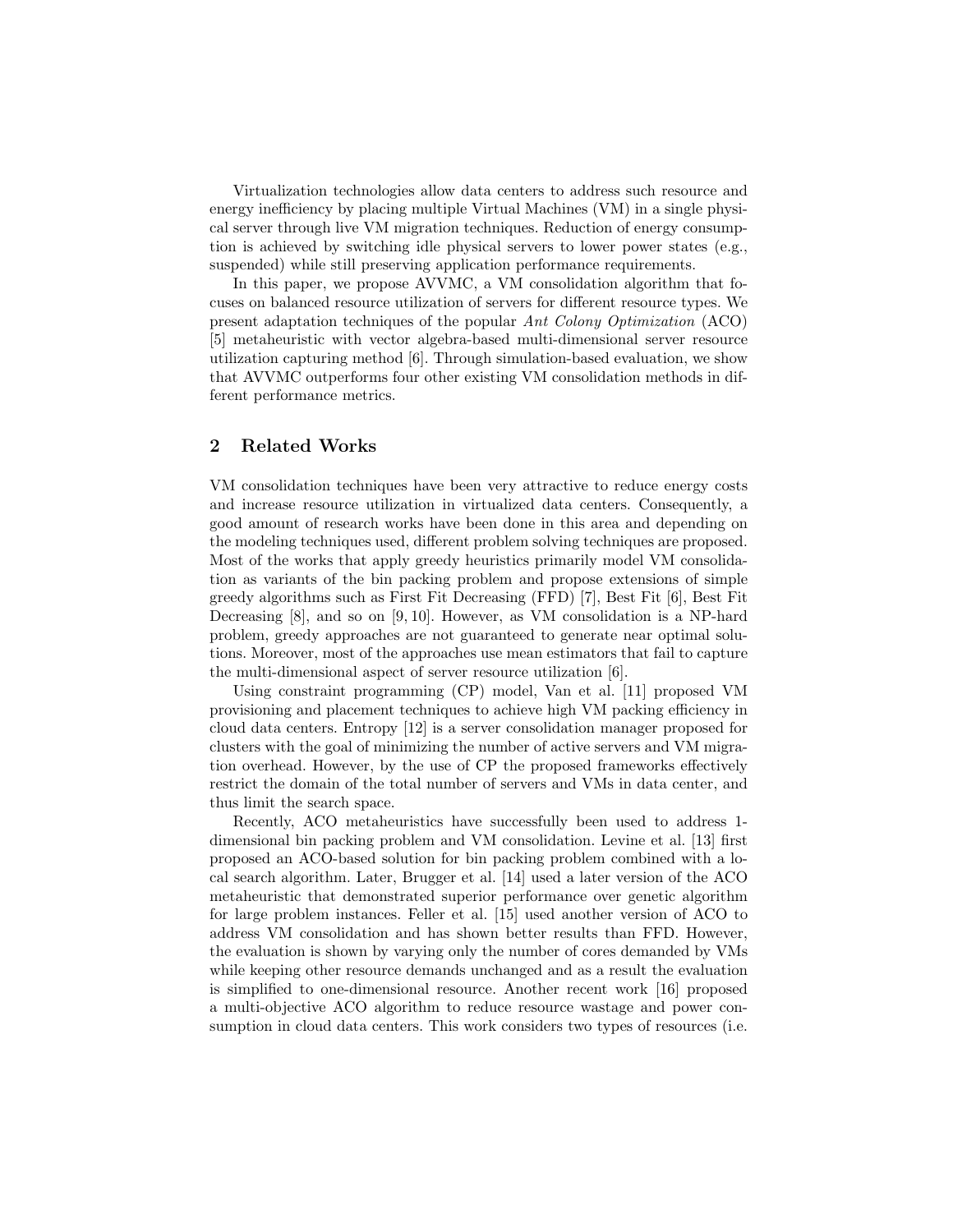Virtualization technologies allow data centers to address such resource and energy inefficiency by placing multiple Virtual Machines (VM) in a single physical server through live VM migration techniques. Reduction of energy consumption is achieved by switching idle physical servers to lower power states (e.g., suspended) while still preserving application performance requirements.

In this paper, we propose AVVMC, a VM consolidation algorithm that focuses on balanced resource utilization of servers for different resource types. We present adaptation techniques of the popular *Ant Colony Optimization* (ACO) [5] metaheuristic with vector algebra-based multi-dimensional server resource utilization capturing method [6]. Through simulation-based evaluation, we show that AVVMC outperforms four other existing VM consolidation methods in different performance metrics.

## 2 Related Works

VM consolidation techniques have been very attractive to reduce energy costs and increase resource utilization in virtualized data centers. Consequently, a good amount of research works have been done in this area and depending on the modeling techniques used, different problem solving techniques are proposed. Most of the works that apply greedy heuristics primarily model VM consolidation as variants of the bin packing problem and propose extensions of simple greedy algorithms such as First Fit Decreasing (FFD) [7], Best Fit [6], Best Fit Decreasing [8], and so on [9, 10]. However, as VM consolidation is a NP-hard problem, greedy approaches are not guaranteed to generate near optimal solutions. Moreover, most of the approaches use mean estimators that fail to capture the multi-dimensional aspect of server resource utilization [6].

Using constraint programming (CP) model, Van et al. [11] proposed VM provisioning and placement techniques to achieve high VM packing efficiency in cloud data centers. Entropy [12] is a server consolidation manager proposed for clusters with the goal of minimizing the number of active servers and VM migration overhead. However, by the use of CP the proposed frameworks effectively restrict the domain of the total number of servers and VMs in data center, and thus limit the search space.

Recently, ACO metaheuristics have successfully been used to address 1-dimensional bin packing problem and VM consolidation. Levine et al. [13] first proposed an ACO-based solution for bin packing problem combined with a local search algorithm. Later, Brugger et al. [14] used a later version of the ACO metaheuristic that demonstrated superior performance over genetic algorithm for large problem instances. Feller et al. [15] used another version of ACO to address VM consolidation and has shown better results than FFD. However, the evaluation is shown by varying only the number of cores demanded by VMs while keeping other resource demands unchanged and as a result the evaluation is simplified to one-dimensional resource. Another recent work [16] proposed a multi-objective ACO algorithm to reduce resource wastage and power consumption in cloud data centers. This work considers two types of resources (i.e.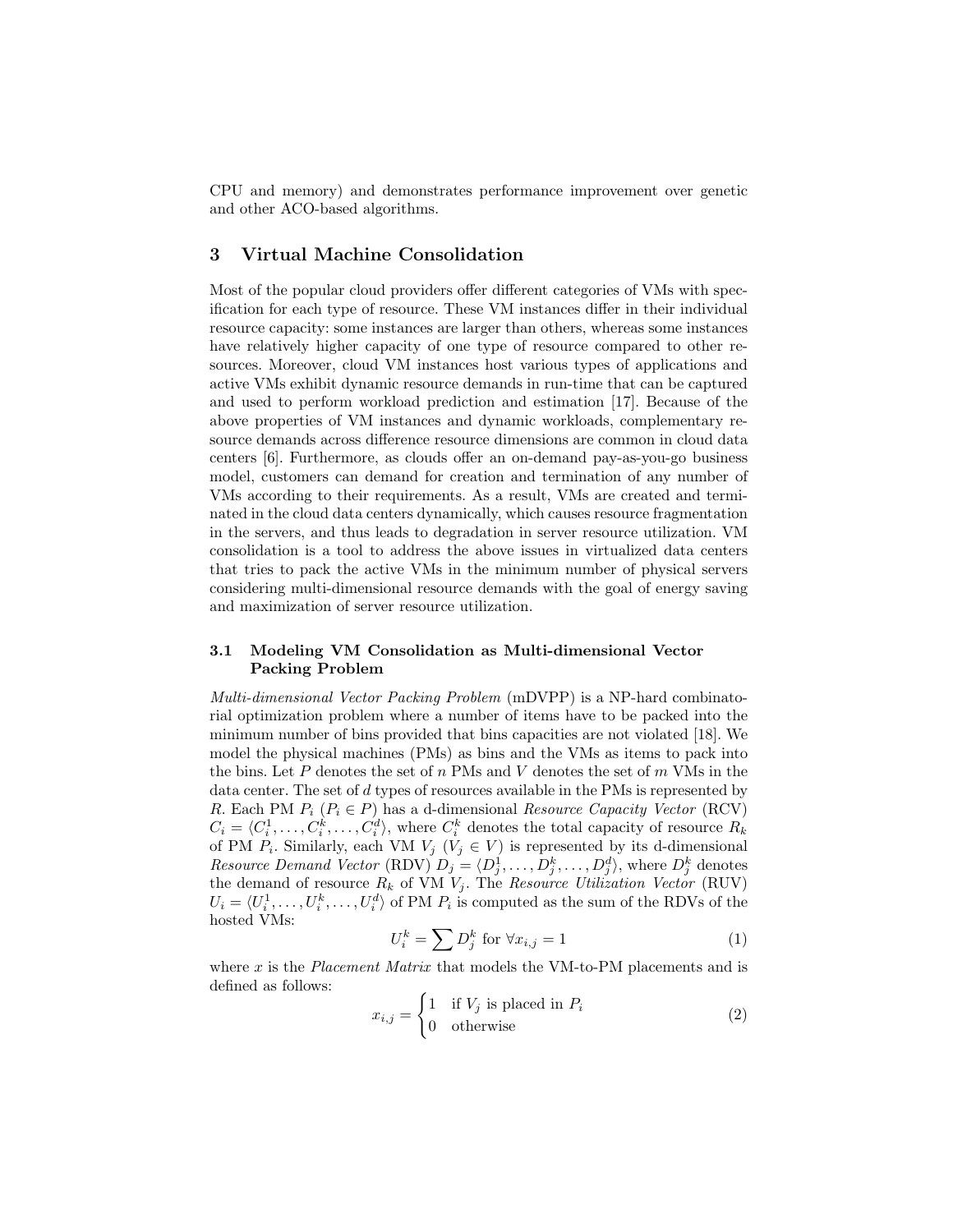CPU and memory) and demonstrates performance improvement over genetic and other ACO-based algorithms.

## 3 Virtual Machine Consolidation

Most of the popular cloud providers offer different categories of VMs with specification for each type of resource. These VM instances differ in their individual resource capacity: some instances are larger than others, whereas some instances have relatively higher capacity of one type of resource compared to other resources. Moreover, cloud VM instances host various types of applications and active VMs exhibit dynamic resource demands in run-time that can be captured and used to perform workload prediction and estimation [17]. Because of the above properties of VM instances and dynamic workloads, complementary resource demands across difference resource dimensions are common in cloud data centers [6]. Furthermore, as clouds offer an on-demand pay-as-you-go business model, customers can demand for creation and termination of any number of VMs according to their requirements. As a result, VMs are created and terminated in the cloud data centers dynamically, which causes resource fragmentation in the servers, and thus leads to degradation in server resource utilization. VM consolidation is a tool to address the above issues in virtualized data centers that tries to pack the active VMs in the minimum number of physical servers considering multi-dimensional resource demands with the goal of energy saving and maximization of server resource utilization.

### 3.1 Modeling VM Consolidation as Multi-dimensional Vector Packing Problem

*Multi-dimensional Vector Packing Problem* (mDVPP) is a NP-hard combinatorial optimization problem where a number of items have to be packed into the minimum number of bins provided that bins capacities are not violated [18]. We model the physical machines (PMs) as bins and the VMs as items to pack into the bins. Let $P$ denotes the set of $n$ PMs and $V$ denotes the set of $m$ VMs in the data center. The set of $d$ types of resources available in the PMs is represented by $R$. Each PM $P_i$ ($P_i \in P$) has a d-dimensional *Resource Capacity Vector* (RCV) $C_i = \langle C_i^1, \ldots, C_i^k, \ldots, C_i^d \rangle$, where $C_i^k$ denotes the total capacity of resource $R_k$ of PM $P_i$. Similarly, each VM $V_j$ ($V_j \in V$) is represented by its d-dimensional *Resource Demand Vector* (RDV) $D_j = \langle D_j^1, \ldots, D_j^k, \ldots, D_j^d \rangle$, where $D_j^k$ denotes the demand of resource $R_k$ of VM $V_j$. The *Resource Utilization Vector* (RUV) $U_i = \langle U_i^1, \ldots, U_i^k, \ldots, U_i^d \rangle$ of PM $P_i$ is computed as the sum of the RDVs of the hosted VMs:

$$U_i^k = \sum D_j^k \text{ for } \forall x_{i,j} = 1 \tag{1}$$

where $x$ is the *Placement Matrix* that models the VM-to-PM placements and is defined as follows:

$$x_{i,j} = \begin{cases} 1 & \text{if } V_j \text{ is placed in } P_i \\ 0 & \text{otherwise} \end{cases} \tag{2}$$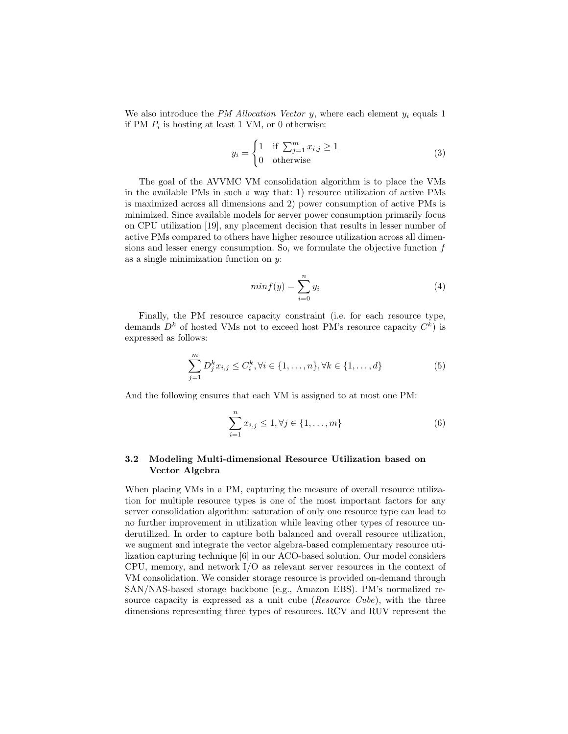We also introduce the *PM Allocation Vector* $y$, where each element $y_i$ equals 1 if PM $P_i$ is hosting at least 1 VM, or 0 otherwise:

$$y_i = \begin{cases} 1 & \text{if } \sum_{j=1}^{m} x_{i,j} \geq 1 \\ 0 & \text{otherwise} \end{cases} \tag{3}$$

The goal of the AVVMC VM consolidation algorithm is to place the VMs in the available PMs in such a way that: 1) resource utilization of active PMs is maximized across all dimensions and 2) power consumption of active PMs is minimized. Since available models for server power consumption primarily focus on CPU utilization [19], any placement decision that results in lesser number of active PMs compared to others have higher resource utilization across all dimensions and lesser energy consumption. So, we formulate the objective function $f$ as a single minimization function on $y$:

$$min f(y) = \sum_{i=0}^{n} y_i \tag{4}$$

Finally, the PM resource capacity constraint (i.e. for each resource type, demands $D^k$ of hosted VMs not to exceed host PM's resource capacity $C^k$) is expressed as follows:

$$\sum_{j=1}^{m} D_j^k x_{i,j} \leq C_i^k, \forall i \in \{1, \ldots, n\}, \forall k \in \{1, \ldots, d\} \tag{5}$$

And the following ensures that each VM is assigned to at most one PM:

$$\sum_{i=1}^{n} x_{i,j} \leq 1, \forall j \in \{1, \ldots, m\} \tag{6}$$

### 3.2 Modeling Multi-dimensional Resource Utilization based on Vector Algebra

When placing VMs in a PM, capturing the measure of overall resource utilization for multiple resource types is one of the most important factors for any server consolidation algorithm: saturation of only one resource type can lead to no further improvement in utilization while leaving other types of resource underutilized. In order to capture both balanced and overall resource utilization, we augment and integrate the vector algebra-based complementary resource utilization capturing technique [6] in our ACO-based solution. Our model considers CPU, memory, and network I/O as relevant server resources in the context of VM consolidation. We consider storage resource is provided on-demand through SAN/NAS-based storage backbone (e.g., Amazon EBS). PM's normalized resource capacity is expressed as a unit cube (*Resource Cube*), with the three dimensions representing three types of resources. RCV and RUV represent the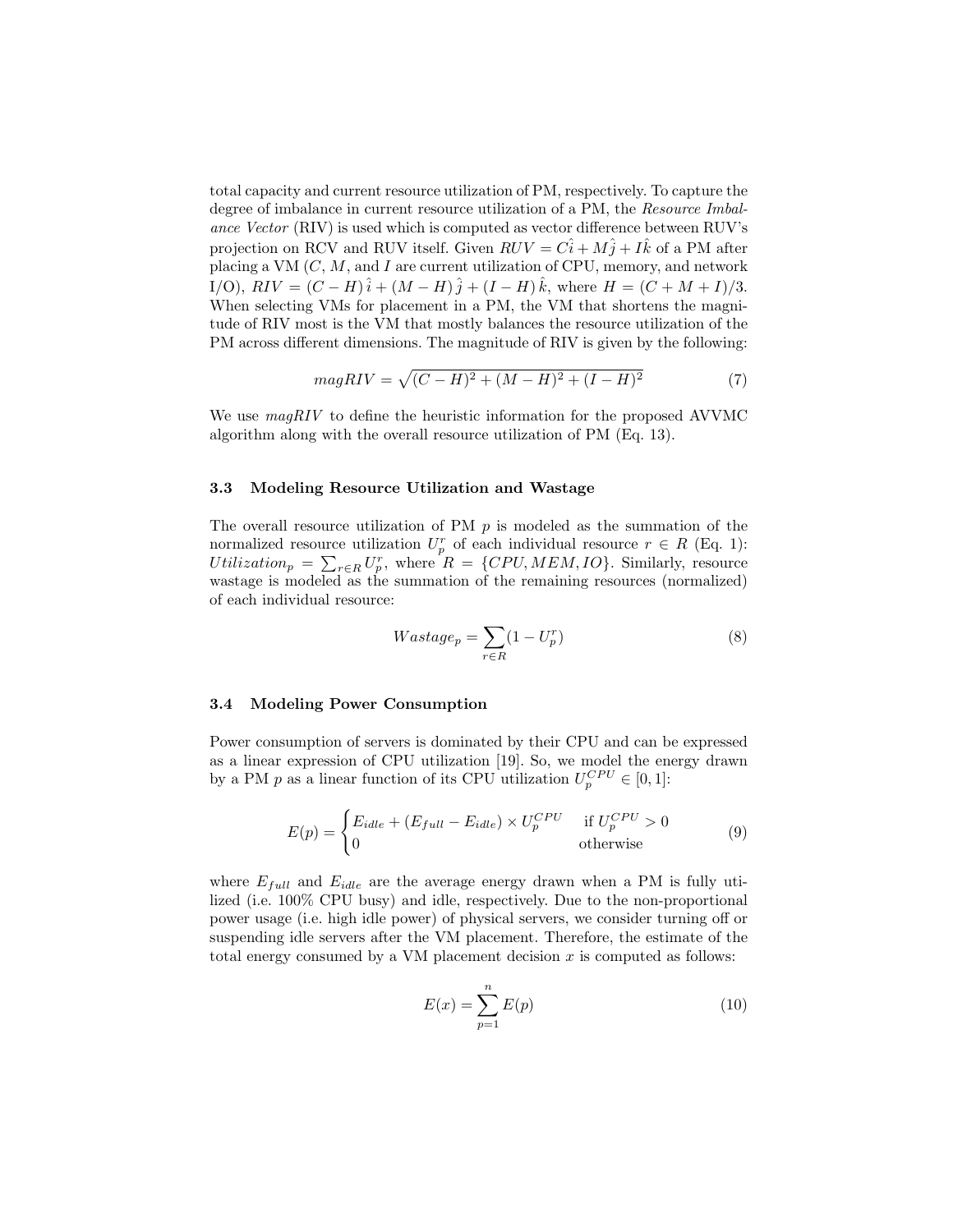total capacity and current resource utilization of PM, respectively. To capture the degree of imbalance in current resource utilization of a PM, the *Resource Imbalance Vector* (RIV) is used which is computed as vector difference between RUV's projection on RCV and RUV itself. Given $RUV = C\hat{i} + M\hat{j} + I\hat{k}$ of a PM after placing a VM ($C$, $M$, and $I$ are current utilization of CPU, memory, and network I/O), $RIV = (C - H)\,\hat{i} + (M - H)\,\hat{j} + (I - H)\,\hat{k}$, where $H = (C + M + I)/3$. When selecting VMs for placement in a PM, the VM that shortens the magnitude of RIV most is the VM that mostly balances the resource utilization of the PM across different dimensions. The magnitude of RIV is given by the following:

$$magRIV = \sqrt{(C - H)^2 + (M - H)^2 + (I - H)^2} \tag{7}$$

We use $magRIV$ to define the heuristic information for the proposed AVVMC algorithm along with the overall resource utilization of PM (Eq. 13).

### 3.3 Modeling Resource Utilization and Wastage

The overall resource utilization of PM $p$ is modeled as the summation of the normalized resource utilization $U_p^r$ of each individual resource $r \in R$ (Eq. 1): $Utilization_p = \sum_{r \in R} U_p^r$, where $R = \{CPU, MEM, IO\}$. Similarly, resource wastage is modeled as the summation of the remaining resources (normalized) of each individual resource:

$$Wastage_p = \sum_{r \in R} (1 - U_p^r) \tag{8}$$

### 3.4 Modeling Power Consumption

Power consumption of servers is dominated by their CPU and can be expressed as a linear expression of CPU utilization [19]. So, we model the energy drawn by a PM $p$ as a linear function of its CPU utilization $U_p^{CPU} \in [0, 1]$:

$$E(p) = \begin{cases} E_{idle} + (E_{full} - E_{idle}) \times U_p^{CPU} & \text{if } U_p^{CPU} > 0 \\ 0 & \text{otherwise} \end{cases} \tag{9}$$

where $E_{full}$ and $E_{idle}$ are the average energy drawn when a PM is fully utilized (i.e. 100% CPU busy) and idle, respectively. Due to the non-proportional power usage (i.e. high idle power) of physical servers, we consider turning off or suspending idle servers after the VM placement. Therefore, the estimate of the total energy consumed by a VM placement decision $x$ is computed as follows:

$$E(x) = \sum_{p=1}^{n} E(p) \tag{10}$$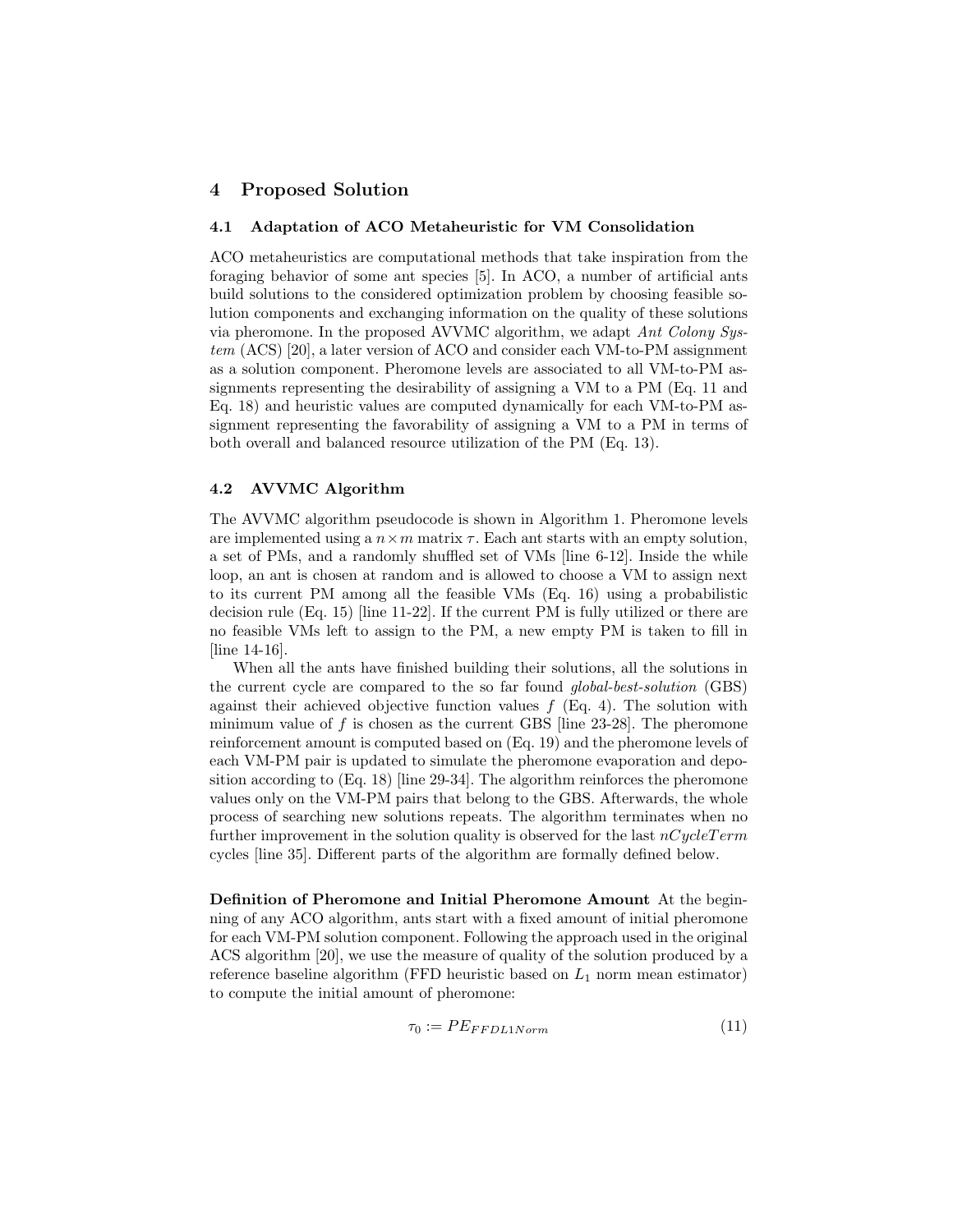## 4 Proposed Solution

### 4.1 Adaptation of ACO Metaheuristic for VM Consolidation

ACO metaheuristics are computational methods that take inspiration from the foraging behavior of some ant species [5]. In ACO, a number of artificial ants build solutions to the considered optimization problem by choosing feasible solution components and exchanging information on the quality of these solutions via pheromone. In the proposed AVVMC algorithm, we adapt *Ant Colony System* (ACS) [20], a later version of ACO and consider each VM-to-PM assignment as a solution component. Pheromone levels are associated to all VM-to-PM assignments representing the desirability of assigning a VM to a PM (Eq. 11 and Eq. 18) and heuristic values are computed dynamically for each VM-to-PM assignment representing the favorability of assigning a VM to a PM in terms of both overall and balanced resource utilization of the PM (Eq. 13).

### 4.2 AVVMC Algorithm

The AVVMC algorithm pseudocode is shown in Algorithm 1. Pheromone levels are implemented using a $n \times m$ matrix $\tau$. Each ant starts with an empty solution, a set of PMs, and a randomly shuffled set of VMs [line 6-12]. Inside the while loop, an ant is chosen at random and is allowed to choose a VM to assign next to its current PM among all the feasible VMs (Eq. 16) using a probabilistic decision rule (Eq. 15) [line 11-22]. If the current PM is fully utilized or there are no feasible VMs left to assign to the PM, a new empty PM is taken to fill in [line 14-16].

When all the ants have finished building their solutions, all the solutions in the current cycle are compared to the so far found *global-best-solution* (GBS) against their achieved objective function values $f$ (Eq. 4). The solution with minimum value of $f$ is chosen as the current GBS [line 23-28]. The pheromone reinforcement amount is computed based on (Eq. 19) and the pheromone levels of each VM-PM pair is updated to simulate the pheromone evaporation and deposition according to (Eq. 18) [line 29-34]. The algorithm reinforces the pheromone values only on the VM-PM pairs that belong to the GBS. Afterwards, the whole process of searching new solutions repeats. The algorithm terminates when no further improvement in the solution quality is observed for the last $nCycleTerm$ cycles [line 35]. Different parts of the algorithm are formally defined below.

**Definition of Pheromone and Initial Pheromone Amount** At the beginning of any ACO algorithm, ants start with a fixed amount of initial pheromone for each VM-PM solution component. Following the approach used in the original ACS algorithm [20], we use the measure of quality of the solution produced by a reference baseline algorithm (FFD heuristic based on $L_1$ norm mean estimator) to compute the initial amount of pheromone:

$$\tau_0 := PE_{FFDL1Norm} \tag{11}$$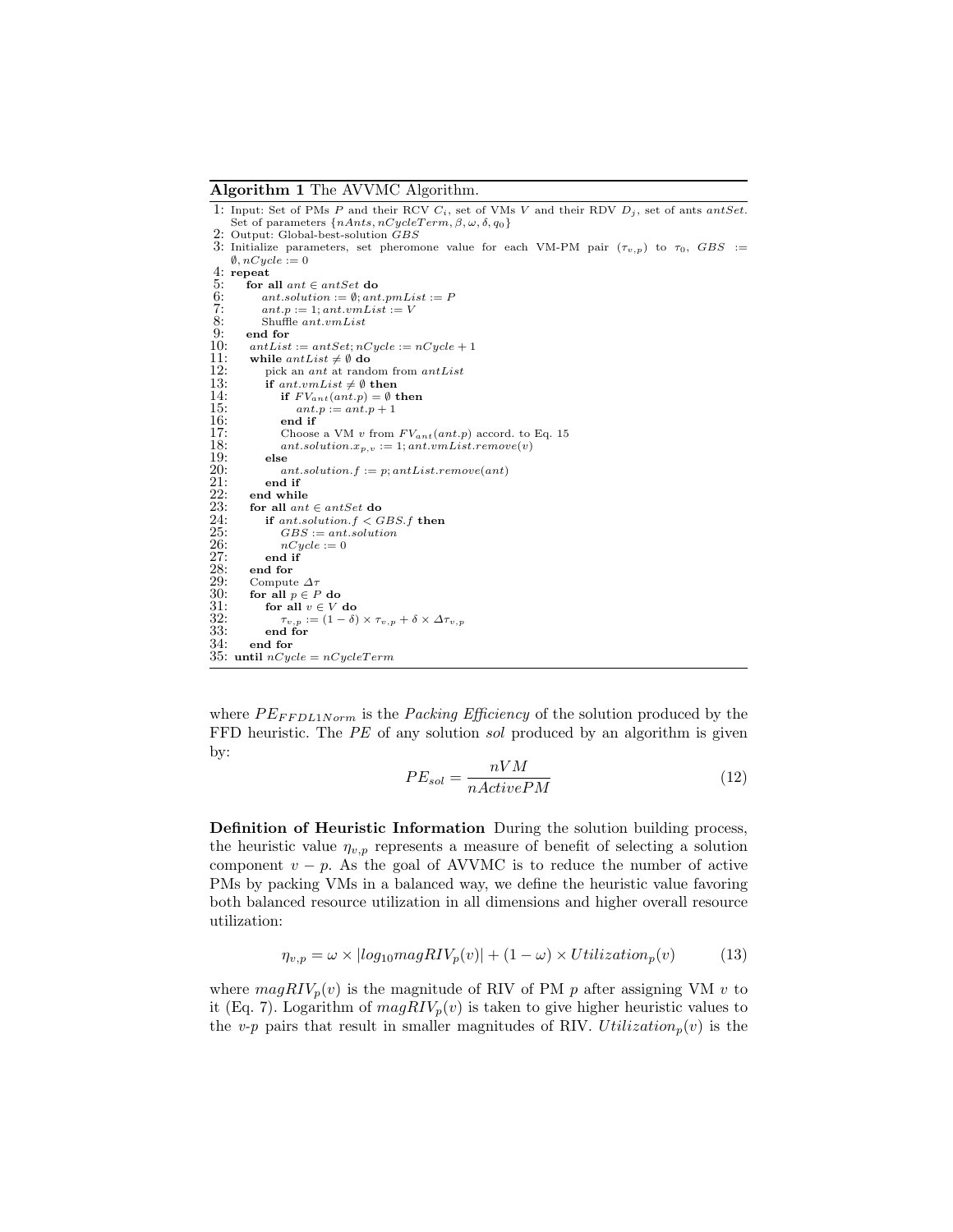**Algorithm 1** The AVVMC Algorithm.

```
1: Input: Set of PMs P and their RCV C_i, set of VMs V and their RDV D_j, set of ants antSet.
   Set of parameters {nAnts, nCycleTerm, β, ω, δ, q_0}
2: Output: Global-best-solution GBS
3: Initialize parameters, set pheromone value for each VM-PM pair (τ_{v,p}) to τ_0, GBS :=
   ∅, nCycle := 0
4: repeat
5:    for all ant ∈ antSet do
6:       ant.solution := ∅; ant.pmList := P
7:       ant.p := 1; ant.vmList := V
8:       Shuffle ant.vmList
9:    end for
10:   antList := antSet; nCycle := nCycle + 1
11:   while antList ≠ ∅ do
12:      pick an ant at random from antList
13:      if ant.vmList ≠ ∅ then
14:         if FV_ant(ant.p) = ∅ then
15:            ant.p := ant.p + 1
16:         end if
17:         Choose a VM v from FV_ant(ant.p) accord. to Eq. 15
18:         ant.solution.x_{p,v} := 1; ant.vmList.remove(v)
19:      else
20:         ant.solution.f := p; antList.remove(ant)
21:      end if
22:   end while
23:   for all ant ∈ antSet do
24:      if ant.solution.f < GBS.f then
25:         GBS := ant.solution
26:         nCycle := 0
27:      end if
28:   end for
29:   Compute Δτ
30:   for all p ∈ P do
31:      for all v ∈ V do
32:         τ_{v,p} := (1 − δ) × τ_{v,p} + δ × Δτ_{v,p}
33:      end for
34:   end for
35: until nCycle = nCycleTerm
```

where $PE_{FFDL1Norm}$ is the *Packing Efficiency* of the solution produced by the FFD heuristic. The $PE$ of any solution *sol* produced by an algorithm is given by:

$$PE_{sol} = \frac{nVM}{nActivePM} \tag{12}$$

**Definition of Heuristic Information** During the solution building process, the heuristic value $\eta_{v,p}$ represents a measure of benefit of selecting a solution component $v-p$. As the goal of AVVMC is to reduce the number of active PMs by packing VMs in a balanced way, we define the heuristic value favoring both balanced resource utilization in all dimensions and higher overall resource utilization:

$$\eta_{v,p} = \omega \times |log_{10} magRIV_p(v)| + (1-\omega) \times Utilization_p(v) \tag{13}$$

where $magRIV_p(v)$ is the magnitude of RIV of PM $p$ after assigning VM $v$ to it (Eq. 7). Logarithm of $magRIV_p(v)$ is taken to give higher heuristic values to the $v$-$p$ pairs that result in smaller magnitudes of RIV. $Utilization_p(v)$ is the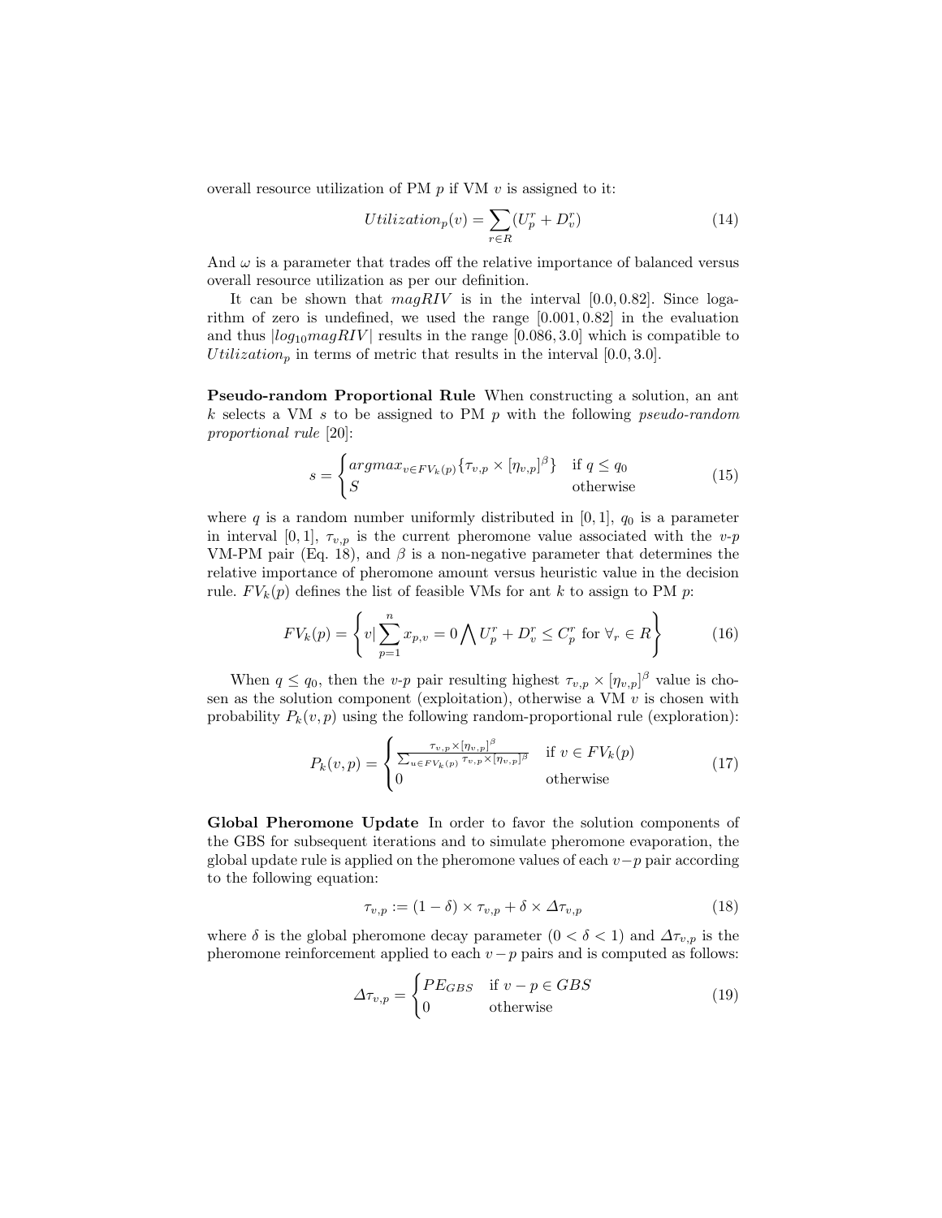overall resource utilization of PM $p$ if VM $v$ is assigned to it:

$$Utilization_p(v) = \sum_{r \in R} (U_p^r + D_v^r) \tag{14}$$

And $\omega$ is a parameter that trades off the relative importance of balanced versus overall resource utilization as per our definition.

It can be shown that $magRIV$ is in the interval $[0.0, 0.82]$. Since logarithm of zero is undefined, we used the range $[0.001, 0.82]$ in the evaluation and thus $|log_{10} magRIV|$ results in the range $[0.086, 3.0]$ which is compatible to $Utilization_p$ in terms of metric that results in the interval $[0.0, 3.0]$.

**Pseudo-random Proportional Rule** When constructing a solution, an ant $k$ selects a VM $s$ to be assigned to PM $p$ with the following *pseudo-random proportional rule* [20]:

$$s = \begin{cases} argmax_{v \in FV_k(p)} \{\tau_{v,p} \times [\eta_{v,p}]^\beta\} & \text{if } q \leq q_0 \\ S & \text{otherwise} \end{cases} \tag{15}$$

where $q$ is a random number uniformly distributed in $[0, 1]$, $q_0$ is a parameter in interval $[0, 1]$, $\tau_{v,p}$ is the current pheromone value associated with the $v$-$p$ VM-PM pair (Eq. 18), and $\beta$ is a non-negative parameter that determines the relative importance of pheromone amount versus heuristic value in the decision rule. $FV_k(p)$ defines the list of feasible VMs for ant $k$ to assign to PM $p$:

$$FV_k(p) = \left\{ v | \sum_{p=1}^{n} x_{p,v} = 0 \bigwedge U_p^r + D_v^r \leq C_p^r \text{ for } \forall_r \in R \right\} \tag{16}$$

When $q \leq q_0$, then the $v$-$p$ pair resulting highest $\tau_{v,p} \times [\eta_{v,p}]^\beta$ value is chosen as the solution component (exploitation), otherwise a VM $v$ is chosen with probability $P_k(v, p)$ using the following random-proportional rule (exploration):

$$P_k(v,p) = \begin{cases} \frac{\tau_{v,p} \times [\eta_{v,p}]^\beta}{\sum_{u \in FV_k(p)} \tau_{v,p} \times [\eta_{v,p}]^\beta} & \text{if } v \in FV_k(p) \\ 0 & \text{otherwise} \end{cases} \tag{17}$$

**Global Pheromone Update** In order to favor the solution components of the GBS for subsequent iterations and to simulate pheromone evaporation, the global update rule is applied on the pheromone values of each $v-p$ pair according to the following equation:

$$\tau_{v,p} := (1 - \delta) \times \tau_{v,p} + \delta \times \Delta\tau_{v,p} \tag{18}$$

where $\delta$ is the global pheromone decay parameter $(0 < \delta < 1)$ and $\Delta\tau_{v,p}$ is the pheromone reinforcement applied to each $v-p$ pairs and is computed as follows:

$$\Delta\tau_{v,p} = \begin{cases} PE_{GBS} & \text{if } v - p \in GBS \\ 0 & \text{otherwise} \end{cases} \tag{19}$$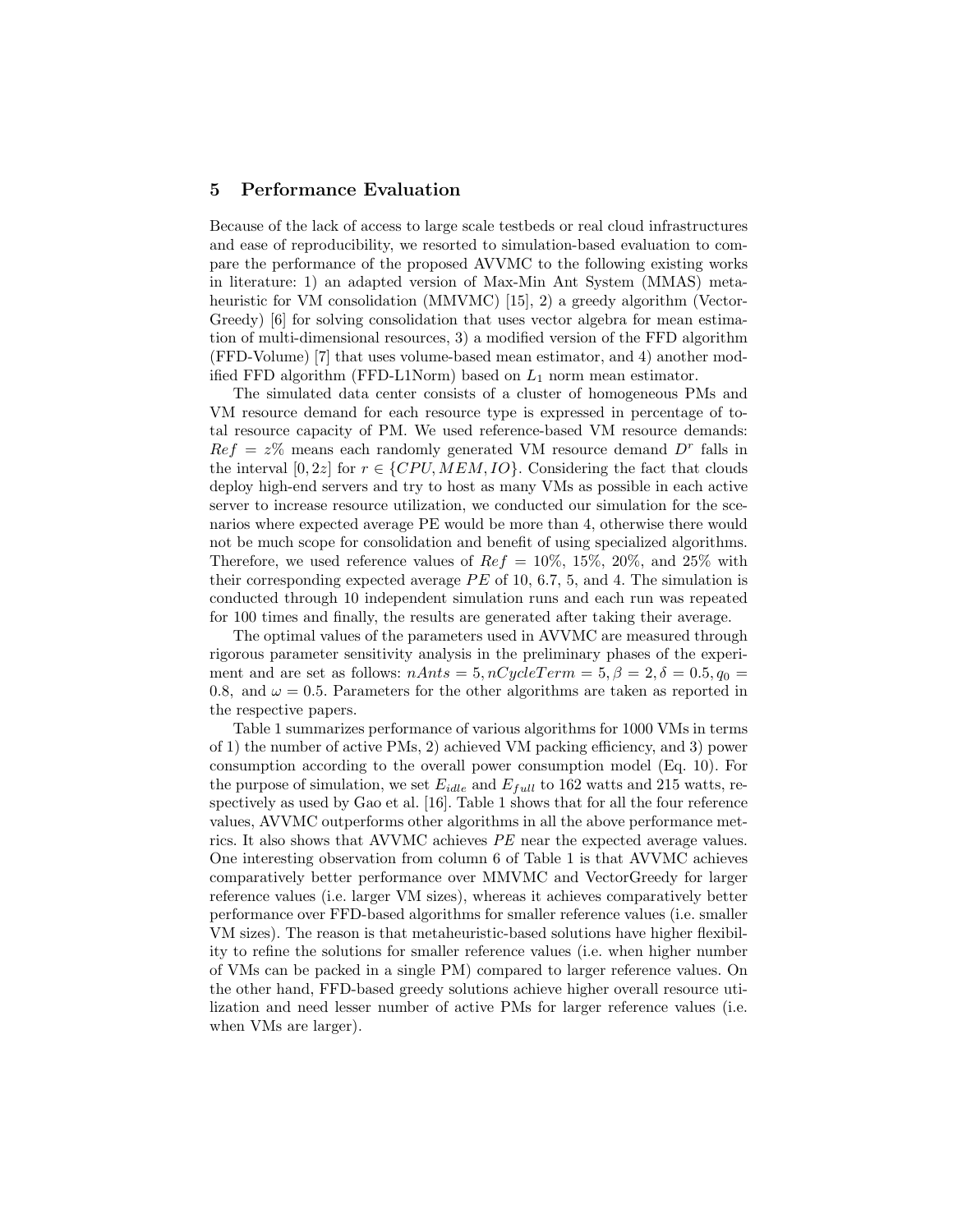## 5 Performance Evaluation

Because of the lack of access to large scale testbeds or real cloud infrastructures and ease of reproducibility, we resorted to simulation-based evaluation to compare the performance of the proposed AVVMC to the following existing works in literature: 1) an adapted version of Max-Min Ant System (MMAS) metaheuristic for VM consolidation (MMVMC) [15], 2) a greedy algorithm (VectorGreedy) [6] for solving consolidation that uses vector algebra for mean estimation of multi-dimensional resources, 3) a modified version of the FFD algorithm (FFD-Volume) [7] that uses volume-based mean estimator, and 4) another modified FFD algorithm (FFD-L1Norm) based on $L_1$ norm mean estimator.

The simulated data center consists of a cluster of homogeneous PMs and VM resource demand for each resource type is expressed in percentage of total resource capacity of PM. We used reference-based VM resource demands: $Ref = z\%$ means each randomly generated VM resource demand $D^r$ falls in the interval $[0, 2z]$ for $r \in \{CPU, MEM, IO\}$. Considering the fact that clouds deploy high-end servers and try to host as many VMs as possible in each active server to increase resource utilization, we conducted our simulation for the scenarios where expected average PE would be more than 4, otherwise there would not be much scope for consolidation and benefit of using specialized algorithms. Therefore, we used reference values of $Ref$ = 10%, 15%, 20%, and 25% with their corresponding expected average $PE$ of 10, 6.7, 5, and 4. The simulation is conducted through 10 independent simulation runs and each run was repeated for 100 times and finally, the results are generated after taking their average.

The optimal values of the parameters used in AVVMC are measured through rigorous parameter sensitivity analysis in the preliminary phases of the experiment and are set as follows: $nAnts = 5, nCycleTerm = 5, \beta = 2, \delta = 0.5, q_0 = 0.8,$ and $\omega = 0.5$. Parameters for the other algorithms are taken as reported in the respective papers.

Table 1 summarizes performance of various algorithms for 1000 VMs in terms of 1) the number of active PMs, 2) achieved VM packing efficiency, and 3) power consumption according to the overall power consumption model (Eq. 10). For the purpose of simulation, we set $E_{idle}$ and $E_{full}$ to 162 watts and 215 watts, respectively as used by Gao et al. [16]. Table 1 shows that for all the four reference values, AVVMC outperforms other algorithms in all the above performance metrics. It also shows that AVVMC achieves $PE$ near the expected average values. One interesting observation from column 6 of Table 1 is that AVVMC achieves comparatively better performance over MMVMC and VectorGreedy for larger reference values (i.e. larger VM sizes), whereas it achieves comparatively better performance over FFD-based algorithms for smaller reference values (i.e. smaller VM sizes). The reason is that metaheuristic-based solutions have higher flexibility to refine the solutions for smaller reference values (i.e. when higher number of VMs can be packed in a single PM) compared to larger reference values. On the other hand, FFD-based greedy solutions achieve higher overall resource utilization and need lesser number of active PMs for larger reference values (i.e. when VMs are larger).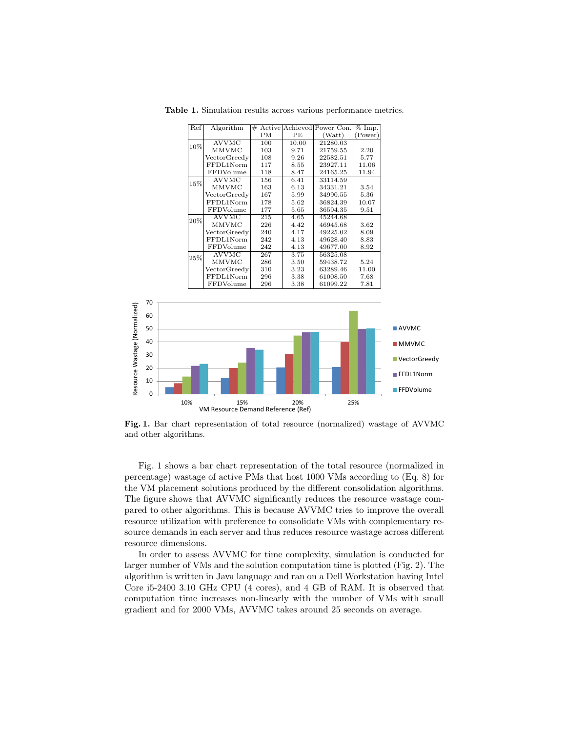**Table 1.** Simulation results across various performance metrics.

| Ref | Algorithm | # Active PM | Achieved PE | Power Con. (Watt) | % Imp. (Power) |
|---|---|---|---|---|---|
| 10% | AVVMC | 100 | 10.00 | 21280.03 | |
| | MMVMC | 103 | 9.71 | 21759.55 | 2.20 |
| | VectorGreedy | 108 | 9.26 | 22582.51 | 5.77 |
| | FFDL1Norm | 117 | 8.55 | 23927.11 | 11.06 |
| | FFDVolume | 118 | 8.47 | 24165.25 | 11.94 |
| 15% | AVVMC | 156 | 6.41 | 33114.59 | |
| | MMVMC | 163 | 6.13 | 34331.21 | 3.54 |
| | VectorGreedy | 167 | 5.99 | 34990.55 | 5.36 |
| | FFDL1Norm | 178 | 5.62 | 36824.39 | 10.07 |
| | FFDVolume | 177 | 5.65 | 36594.35 | 9.51 |
| 20% | AVVMC | 215 | 4.65 | 45244.68 | |
| | MMVMC | 226 | 4.42 | 46945.68 | 3.62 |
| | VectorGreedy | 240 | 4.17 | 49225.02 | 8.09 |
| | FFDL1Norm | 242 | 4.13 | 49628.40 | 8.83 |
| | FFDVolume | 242 | 4.13 | 49677.00 | 8.92 |
| 25% | AVVMC | 267 | 3.75 | 56325.08 | |
| | MMVMC | 286 | 3.50 | 59438.72 | 5.24 |
| | VectorGreedy | 310 | 3.23 | 63289.46 | 11.00 |
| | FFDL1Norm | 296 | 3.38 | 61008.50 | 7.68 |
| | FFDVolume | 296 | 3.38 | 61099.22 | 7.81 |

**Fig. 1.** Bar chart representation of total resource (normalized) wastage of AVVMC and other algorithms.

Fig. 1 shows a bar chart representation of the total resource (normalized in percentage) wastage of active PMs that host 1000 VMs according to (Eq. 8) for the VM placement solutions produced by the different consolidation algorithms. The figure shows that AVVMC significantly reduces the resource wastage compared to other algorithms. This is because AVVMC tries to improve the overall resource utilization with preference to consolidate VMs with complementary resource demands in each server and thus reduces resource wastage across different resource dimensions.

In order to assess AVVMC for time complexity, simulation is conducted for larger number of VMs and the solution computation time is plotted (Fig. 2). The algorithm is written in Java language and ran on a Dell Workstation having Intel Core i5-2400 3.10 GHz CPU (4 cores), and 4 GB of RAM. It is observed that computation time increases non-linearly with the number of VMs with small gradient and for 2000 VMs, AVVMC takes around 25 seconds on average.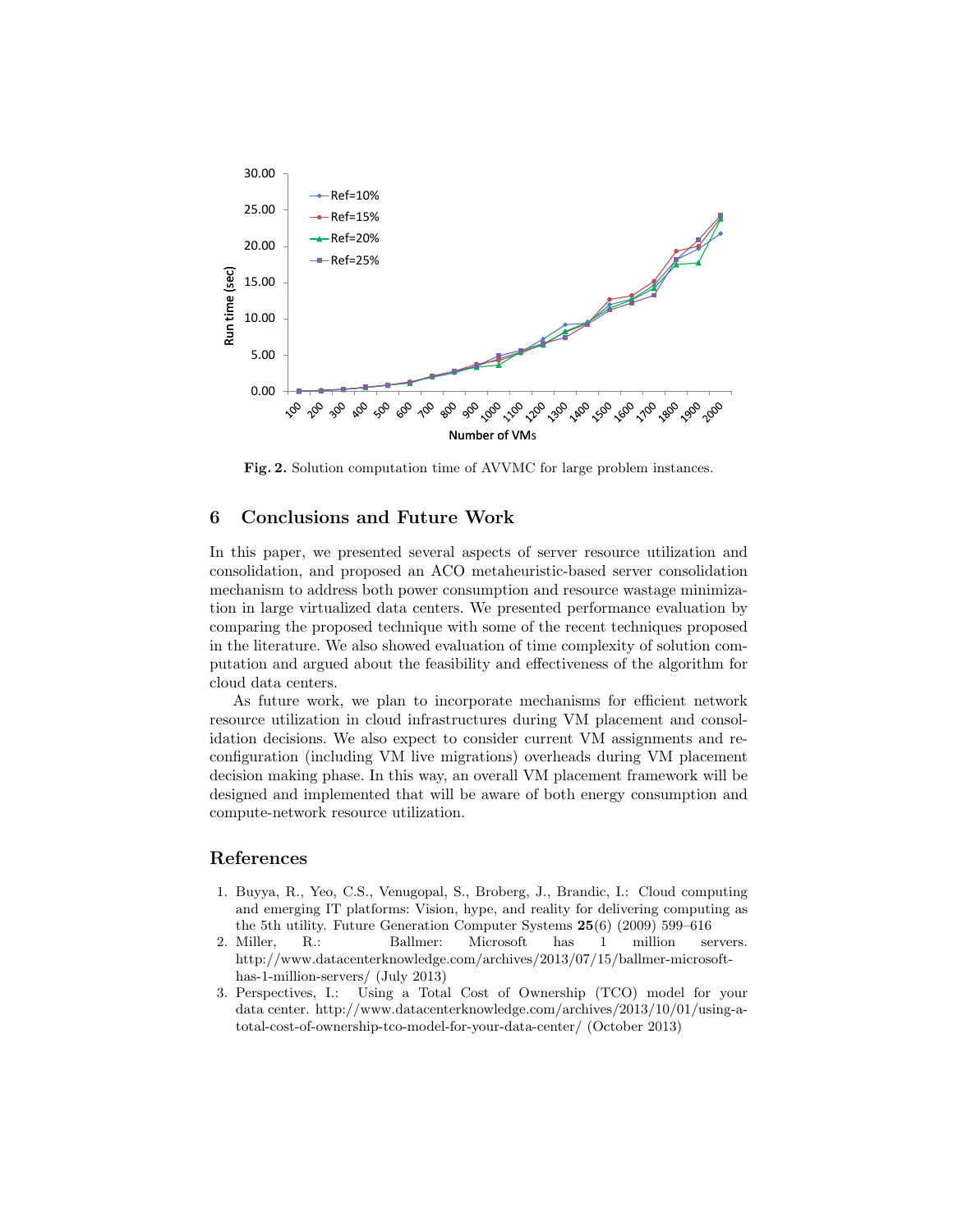**Fig. 2.** Solution computation time of AVVMC for large problem instances.

## 6 Conclusions and Future Work

In this paper, we presented several aspects of server resource utilization and consolidation, and proposed an ACO metaheuristic-based server consolidation mechanism to address both power consumption and resource wastage minimization in large virtualized data centers. We presented performance evaluation by comparing the proposed technique with some of the recent techniques proposed in the literature. We also showed evaluation of time complexity of solution computation and argued about the feasibility and effectiveness of the algorithm for cloud data centers.

As future work, we plan to incorporate mechanisms for efficient network resource utilization in cloud infrastructures during VM placement and consolidation decisions. We also expect to consider current VM assignments and reconfiguration (including VM live migrations) overheads during VM placement decision making phase. In this way, an overall VM placement framework will be designed and implemented that will be aware of both energy consumption and compute-network resource utilization.

## References

1. Buyya, R., Yeo, C.S., Venugopal, S., Broberg, J., Brandic, I.: Cloud computing and emerging IT platforms: Vision, hype, and reality for delivering computing as the 5th utility. Future Generation Computer Systems **25**(6) (2009) 599–616
2. Miller, R.: Ballmer: Microsoft has 1 million servers. http://www.datacenterknowledge.com/archives/2013/07/15/ballmer-microsoft-has-1-million-servers/ (July 2013)
3. Perspectives, I.: Using a Total Cost of Ownership (TCO) model for your data center. http://www.datacenterknowledge.com/archives/2013/10/01/using-a-total-cost-of-ownership-tco-model-for-your-data-center/ (October 2013)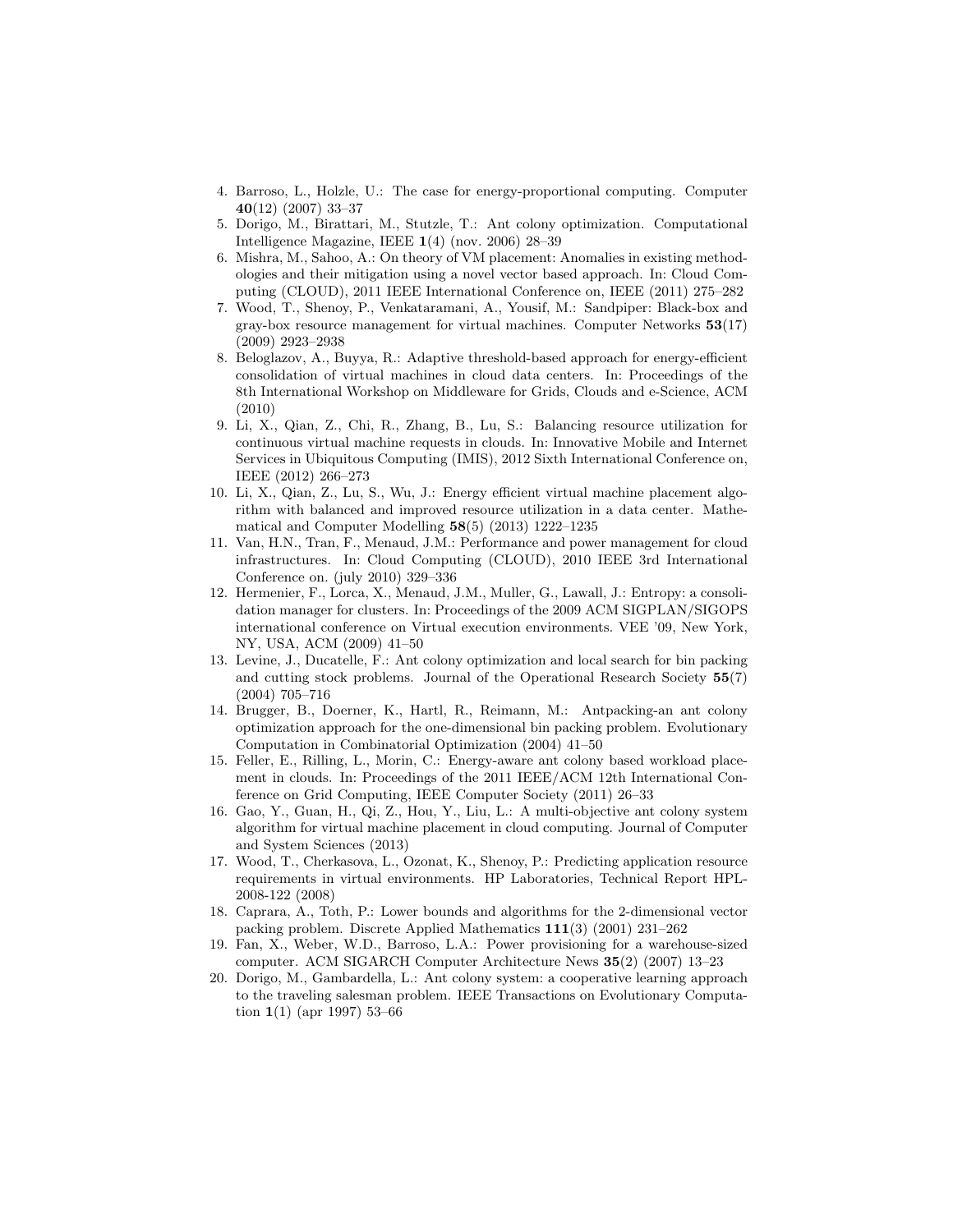4. Barroso, L., Holzle, U.: The case for energy-proportional computing. Computer **40**(12) (2007) 33–37
5. Dorigo, M., Birattari, M., Stutzle, T.: Ant colony optimization. Computational Intelligence Magazine, IEEE **1**(4) (nov. 2006) 28–39
6. Mishra, M., Sahoo, A.: On theory of VM placement: Anomalies in existing methodologies and their mitigation using a novel vector based approach. In: Cloud Computing (CLOUD), 2011 IEEE International Conference on, IEEE (2011) 275–282
7. Wood, T., Shenoy, P., Venkataramani, A., Yousif, M.: Sandpiper: Black-box and gray-box resource management for virtual machines. Computer Networks **53**(17) (2009) 2923–2938
8. Beloglazov, A., Buyya, R.: Adaptive threshold-based approach for energy-efficient consolidation of virtual machines in cloud data centers. In: Proceedings of the 8th International Workshop on Middleware for Grids, Clouds and e-Science, ACM (2010)
9. Li, X., Qian, Z., Chi, R., Zhang, B., Lu, S.: Balancing resource utilization for continuous virtual machine requests in clouds. In: Innovative Mobile and Internet Services in Ubiquitous Computing (IMIS), 2012 Sixth International Conference on, IEEE (2012) 266–273
10. Li, X., Qian, Z., Lu, S., Wu, J.: Energy efficient virtual machine placement algorithm with balanced and improved resource utilization in a data center. Mathematical and Computer Modelling **58**(5) (2013) 1222–1235
11. Van, H.N., Tran, F., Menaud, J.M.: Performance and power management for cloud infrastructures. In: Cloud Computing (CLOUD), 2010 IEEE 3rd International Conference on. (july 2010) 329–336
12. Hermenier, F., Lorca, X., Menaud, J.M., Muller, G., Lawall, J.: Entropy: a consolidation manager for clusters. In: Proceedings of the 2009 ACM SIGPLAN/SIGOPS international conference on Virtual execution environments. VEE '09, New York, NY, USA, ACM (2009) 41–50
13. Levine, J., Ducatelle, F.: Ant colony optimization and local search for bin packing and cutting stock problems. Journal of the Operational Research Society **55**(7) (2004) 705–716
14. Brugger, B., Doerner, K., Hartl, R., Reimann, M.: Antpacking-an ant colony optimization approach for the one-dimensional bin packing problem. Evolutionary Computation in Combinatorial Optimization (2004) 41–50
15. Feller, E., Rilling, L., Morin, C.: Energy-aware ant colony based workload placement in clouds. In: Proceedings of the 2011 IEEE/ACM 12th International Conference on Grid Computing, IEEE Computer Society (2011) 26–33
16. Gao, Y., Guan, H., Qi, Z., Hou, Y., Liu, L.: A multi-objective ant colony system algorithm for virtual machine placement in cloud computing. Journal of Computer and System Sciences (2013)
17. Wood, T., Cherkasova, L., Ozonat, K., Shenoy, P.: Predicting application resource requirements in virtual environments. HP Laboratories, Technical Report HPL-2008-122 (2008)
18. Caprara, A., Toth, P.: Lower bounds and algorithms for the 2-dimensional vector packing problem. Discrete Applied Mathematics **111**(3) (2001) 231–262
19. Fan, X., Weber, W.D., Barroso, L.A.: Power provisioning for a warehouse-sized computer. ACM SIGARCH Computer Architecture News **35**(2) (2007) 13–23
20. Dorigo, M., Gambardella, L.: Ant colony system: a cooperative learning approach to the traveling salesman problem. IEEE Transactions on Evolutionary Computation **1**(1) (apr 1997) 53–66